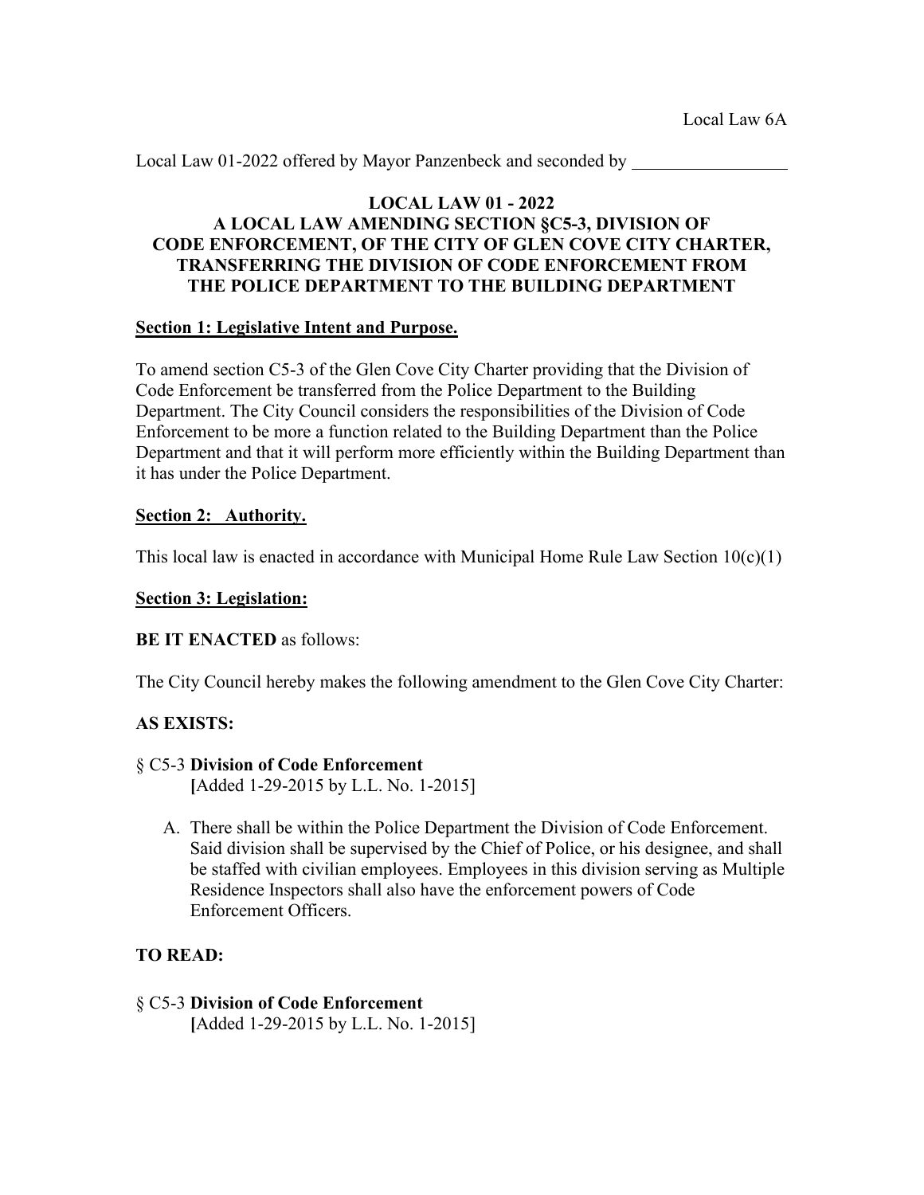Local Law 6A

Local Law 01-2022 offered by Mayor Panzenbeck and seconded by _________________

**LOCAL LAW 01 - 2022**
**A LOCAL LAW AMENDING SECTION §C5-3, DIVISION OF CODE ENFORCEMENT, OF THE CITY OF GLEN COVE CITY CHARTER, TRANSFERRING THE DIVISION OF CODE ENFORCEMENT FROM THE POLICE DEPARTMENT TO THE BUILDING DEPARTMENT**

**Section 1: Legislative Intent and Purpose.**

To amend section C5-3 of the Glen Cove City Charter providing that the Division of Code Enforcement be transferred from the Police Department to the Building Department. The City Council considers the responsibilities of the Division of Code Enforcement to be more a function related to the Building Department than the Police Department and that it will perform more efficiently within the Building Department than it has under the Police Department.

**Section 2: Authority.**

This local law is enacted in accordance with Municipal Home Rule Law Section 10(c)(1)

**Section 3: Legislation:**

**BE IT ENACTED** as follows:

The City Council hereby makes the following amendment to the Glen Cove City Charter:

**AS EXISTS:**

§ C5-3 **Division of Code Enforcement**
[Added 1-29-2015 by L.L. No. 1-2015]

A. There shall be within the Police Department the Division of Code Enforcement. Said division shall be supervised by the Chief of Police, or his designee, and shall be staffed with civilian employees. Employees in this division serving as Multiple Residence Inspectors shall also have the enforcement powers of Code Enforcement Officers.

**TO READ:**

§ C5-3 **Division of Code Enforcement**
[Added 1-29-2015 by L.L. No. 1-2015]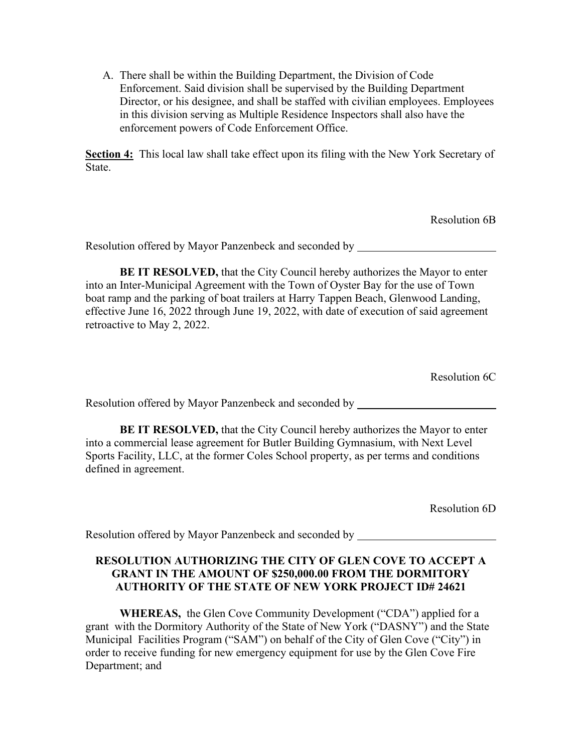A. There shall be within the Building Department, the Division of Code Enforcement. Said division shall be supervised by the Building Department Director, or his designee, and shall be staffed with civilian employees. Employees in this division serving as Multiple Residence Inspectors shall also have the enforcement powers of Code Enforcement Office.

**Section 4:** This local law shall take effect upon its filing with the New York Secretary of State.

Resolution 6B

Resolution offered by Mayor Panzenbeck and seconded by ________________________

**BE IT RESOLVED,** that the City Council hereby authorizes the Mayor to enter into an Inter-Municipal Agreement with the Town of Oyster Bay for the use of Town boat ramp and the parking of boat trailers at Harry Tappen Beach, Glenwood Landing, effective June 16, 2022 through June 19, 2022, with date of execution of said agreement retroactive to May 2, 2022.

Resolution 6C

Resolution offered by Mayor Panzenbeck and seconded by ________________________

**BE IT RESOLVED,** that the City Council hereby authorizes the Mayor to enter into a commercial lease agreement for Butler Building Gymnasium, with Next Level Sports Facility, LLC, at the former Coles School property, as per terms and conditions defined in agreement.

Resolution 6D

Resolution offered by Mayor Panzenbeck and seconded by ________________________

**RESOLUTION AUTHORIZING THE CITY OF GLEN COVE TO ACCEPT A GRANT IN THE AMOUNT OF $250,000.00 FROM THE DORMITORY AUTHORITY OF THE STATE OF NEW YORK PROJECT ID# 24621**

**WHEREAS,** the Glen Cove Community Development ("CDA") applied for a grant with the Dormitory Authority of the State of New York ("DASNY") and the State Municipal Facilities Program ("SAM") on behalf of the City of Glen Cove ("City") in order to receive funding for new emergency equipment for use by the Glen Cove Fire Department; and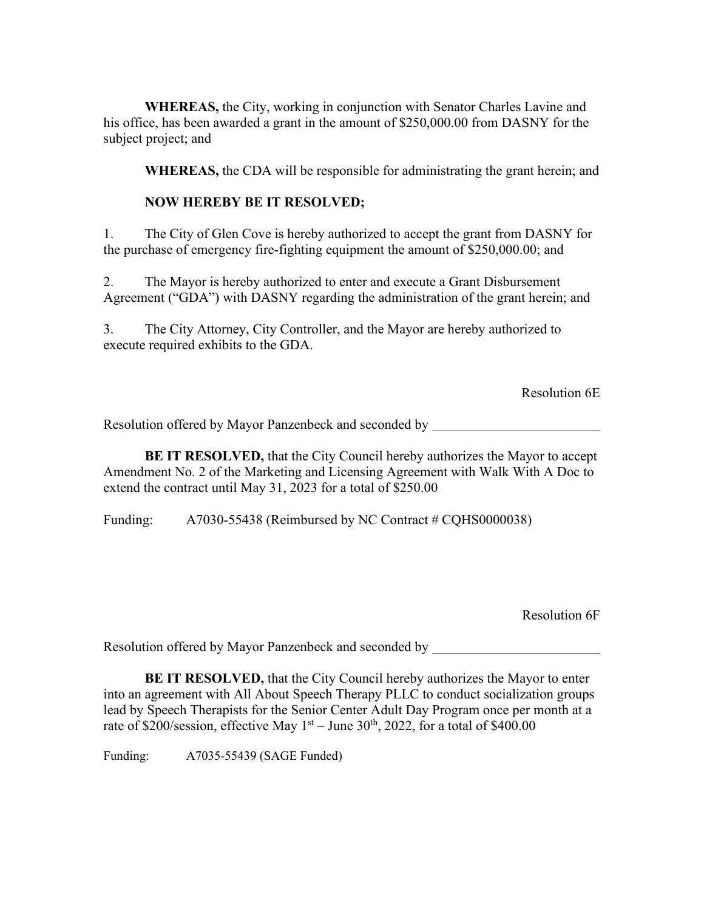**WHEREAS,** the City, working in conjunction with Senator Charles Lavine and his office, has been awarded a grant in the amount of $250,000.00 from DASNY for the subject project; and

**WHEREAS,** the CDA will be responsible for administrating the grant herein; and

**NOW HEREBY BE IT RESOLVED;**

1. The City of Glen Cove is hereby authorized to accept the grant from DASNY for the purchase of emergency fire-fighting equipment the amount of $250,000.00; and

2. The Mayor is hereby authorized to enter and execute a Grant Disbursement Agreement ("GDA") with DASNY regarding the administration of the grant herein; and

3. The City Attorney, City Controller, and the Mayor are hereby authorized to execute required exhibits to the GDA.

Resolution 6E

Resolution offered by Mayor Panzenbeck and seconded by ________________________

**BE IT RESOLVED,** that the City Council hereby authorizes the Mayor to accept Amendment No. 2 of the Marketing and Licensing Agreement with Walk With A Doc to extend the contract until May 31, 2023 for a total of $250.00

Funding: A7030-55438 (Reimbursed by NC Contract # CQHS0000038)

Resolution 6F

Resolution offered by Mayor Panzenbeck and seconded by ________________________

**BE IT RESOLVED,** that the City Council hereby authorizes the Mayor to enter into an agreement with All About Speech Therapy PLLC to conduct socialization groups lead by Speech Therapists for the Senior Center Adult Day Program once per month at a rate of $200/session, effective May 1st – June 30th, 2022, for a total of $400.00

Funding: A7035-55439 (SAGE Funded)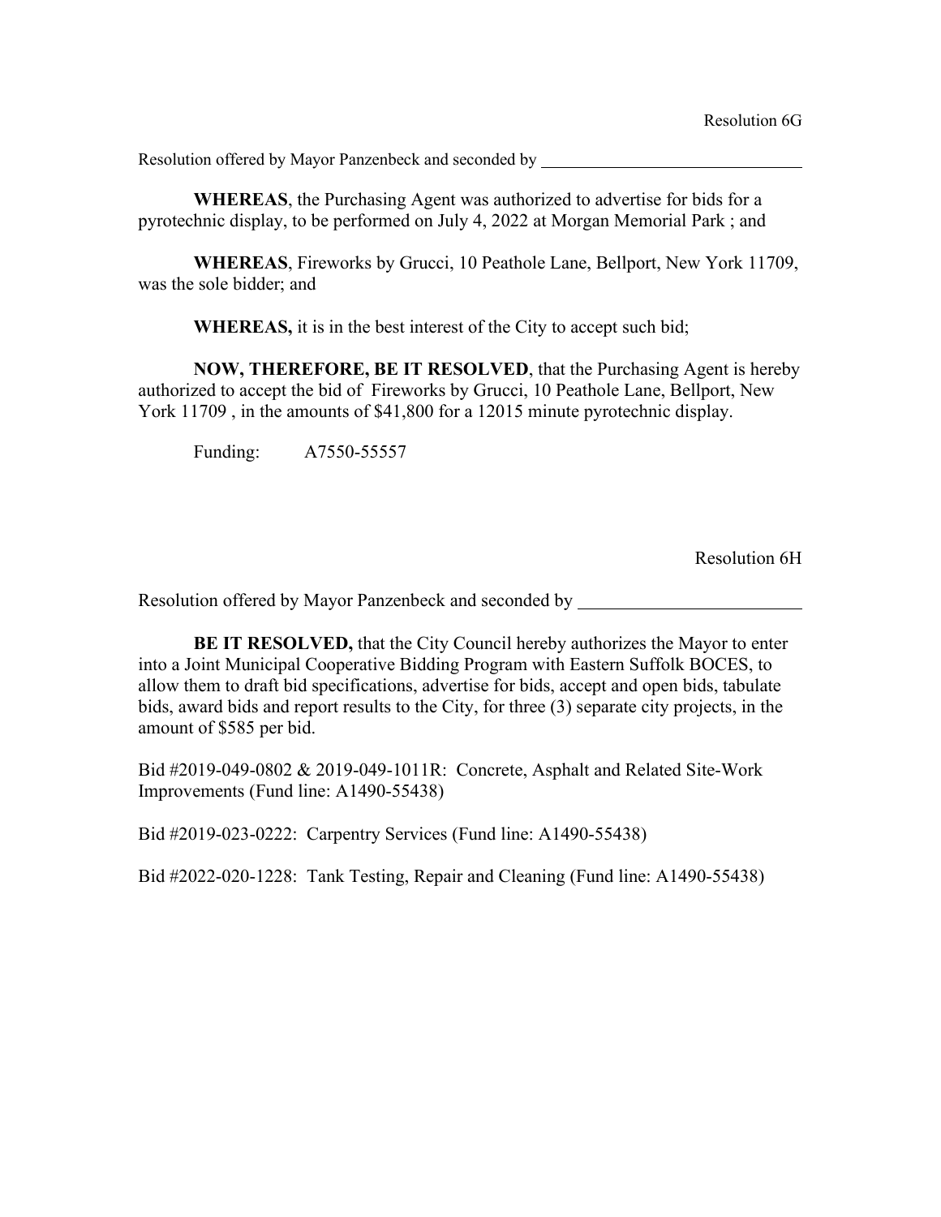Resolution 6G

Resolution offered by Mayor Panzenbeck and seconded by ______________________________

**WHEREAS**, the Purchasing Agent was authorized to advertise for bids for a pyrotechnic display, to be performed on July 4, 2022 at Morgan Memorial Park ; and

**WHEREAS**, Fireworks by Grucci, 10 Peathole Lane, Bellport, New York 11709, was the sole bidder; and

**WHEREAS,** it is in the best interest of the City to accept such bid;

**NOW, THEREFORE, BE IT RESOLVED**, that the Purchasing Agent is hereby authorized to accept the bid of Fireworks by Grucci, 10 Peathole Lane, Bellport, New York 11709 , in the amounts of $41,800 for a 12015 minute pyrotechnic display.

Funding: A7550-55557

Resolution 6H

Resolution offered by Mayor Panzenbeck and seconded by ________________________

**BE IT RESOLVED,** that the City Council hereby authorizes the Mayor to enter into a Joint Municipal Cooperative Bidding Program with Eastern Suffolk BOCES, to allow them to draft bid specifications, advertise for bids, accept and open bids, tabulate bids, award bids and report results to the City, for three (3) separate city projects, in the amount of $585 per bid.

Bid #2019-049-0802 & 2019-049-1011R: Concrete, Asphalt and Related Site-Work Improvements (Fund line: A1490-55438)

Bid #2019-023-0222: Carpentry Services (Fund line: A1490-55438)

Bid #2022-020-1228: Tank Testing, Repair and Cleaning (Fund line: A1490-55438)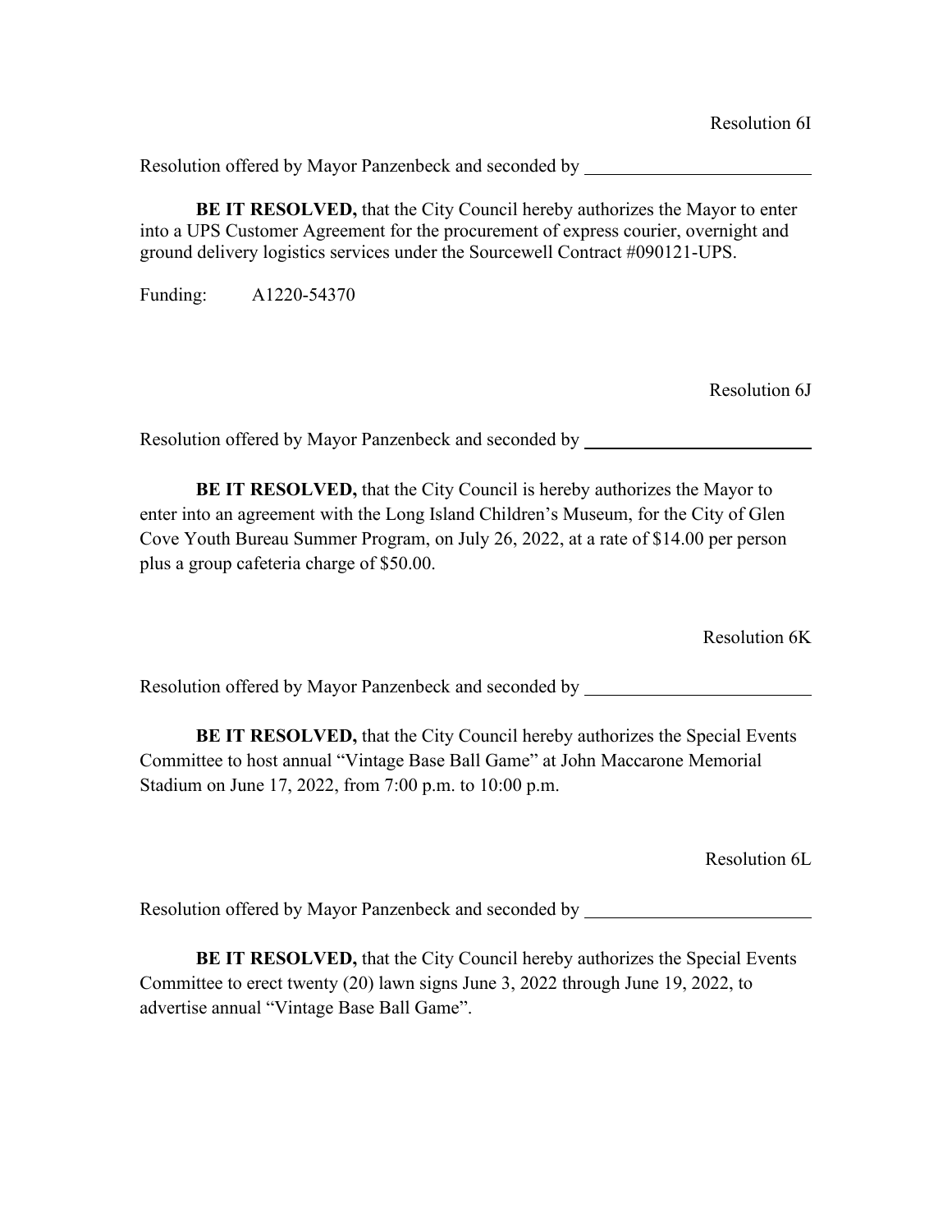Resolution 6I

Resolution offered by Mayor Panzenbeck and seconded by ________________________

**BE IT RESOLVED,** that the City Council hereby authorizes the Mayor to enter into a UPS Customer Agreement for the procurement of express courier, overnight and ground delivery logistics services under the Sourcewell Contract #090121-UPS.

Funding: A1220-54370

Resolution 6J

Resolution offered by Mayor Panzenbeck and seconded by ________________________

**BE IT RESOLVED,** that the City Council is hereby authorizes the Mayor to enter into an agreement with the Long Island Children's Museum, for the City of Glen Cove Youth Bureau Summer Program, on July 26, 2022, at a rate of $14.00 per person plus a group cafeteria charge of $50.00.

Resolution 6K

Resolution offered by Mayor Panzenbeck and seconded by ________________________

**BE IT RESOLVED,** that the City Council hereby authorizes the Special Events Committee to host annual "Vintage Base Ball Game" at John Maccarone Memorial Stadium on June 17, 2022, from 7:00 p.m. to 10:00 p.m.

Resolution 6L

Resolution offered by Mayor Panzenbeck and seconded by ________________________

**BE IT RESOLVED,** that the City Council hereby authorizes the Special Events Committee to erect twenty (20) lawn signs June 3, 2022 through June 19, 2022, to advertise annual "Vintage Base Ball Game".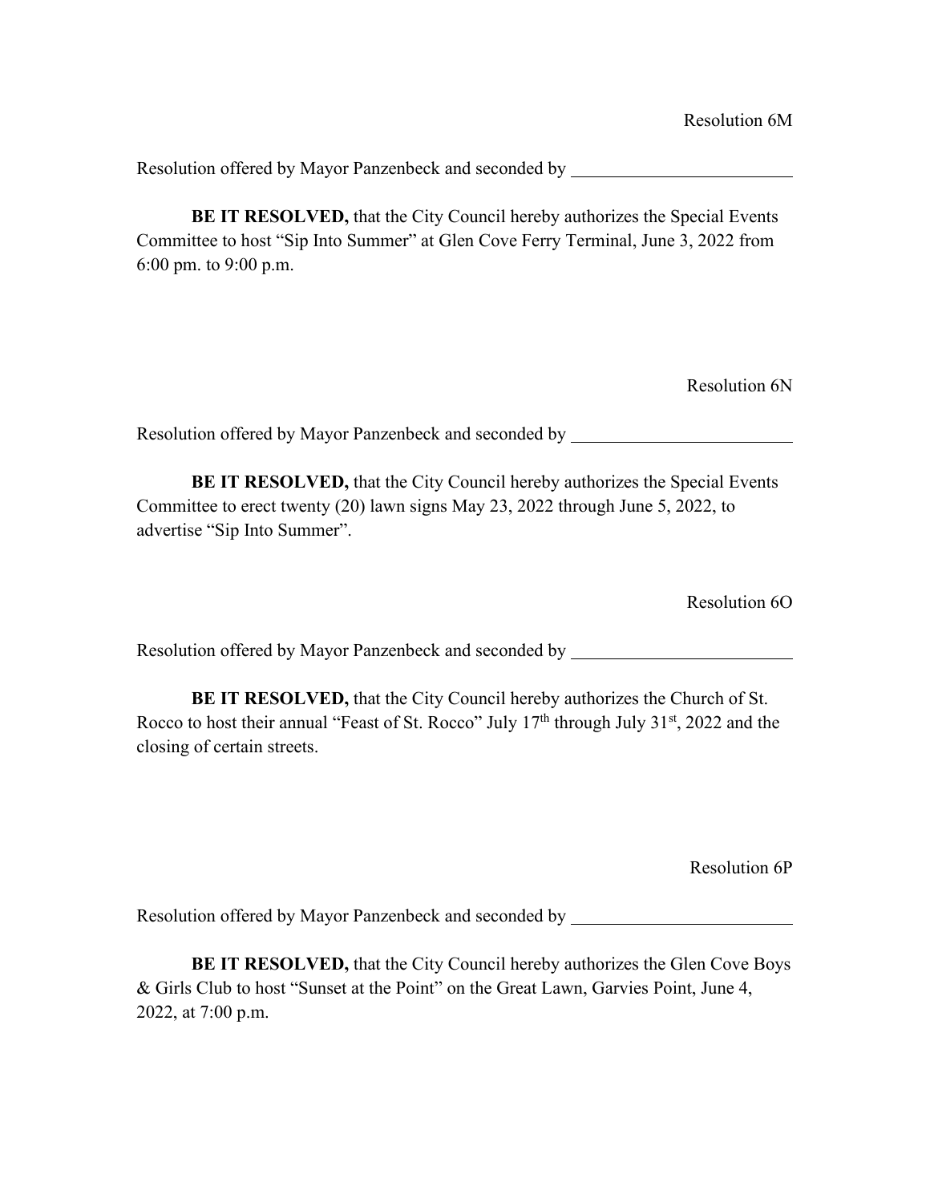Resolution 6M

Resolution offered by Mayor Panzenbeck and seconded by \_\_\_\_\_\_\_\_\_\_\_\_\_\_\_\_\_\_\_\_\_\_\_\_

**BE IT RESOLVED,** that the City Council hereby authorizes the Special Events Committee to host "Sip Into Summer" at Glen Cove Ferry Terminal, June 3, 2022 from 6:00 pm. to 9:00 p.m.

Resolution 6N

Resolution offered by Mayor Panzenbeck and seconded by \_\_\_\_\_\_\_\_\_\_\_\_\_\_\_\_\_\_\_\_\_\_\_\_

**BE IT RESOLVED,** that the City Council hereby authorizes the Special Events Committee to erect twenty (20) lawn signs May 23, 2022 through June 5, 2022, to advertise "Sip Into Summer".

Resolution 6O

Resolution offered by Mayor Panzenbeck and seconded by \_\_\_\_\_\_\_\_\_\_\_\_\_\_\_\_\_\_\_\_\_\_\_\_

**BE IT RESOLVED,** that the City Council hereby authorizes the Church of St. Rocco to host their annual "Feast of St. Rocco" July 17th through July 31st, 2022 and the closing of certain streets.

Resolution 6P

Resolution offered by Mayor Panzenbeck and seconded by \_\_\_\_\_\_\_\_\_\_\_\_\_\_\_\_\_\_\_\_\_\_\_\_

**BE IT RESOLVED,** that the City Council hereby authorizes the Glen Cove Boys & Girls Club to host "Sunset at the Point" on the Great Lawn, Garvies Point, June 4, 2022, at 7:00 p.m.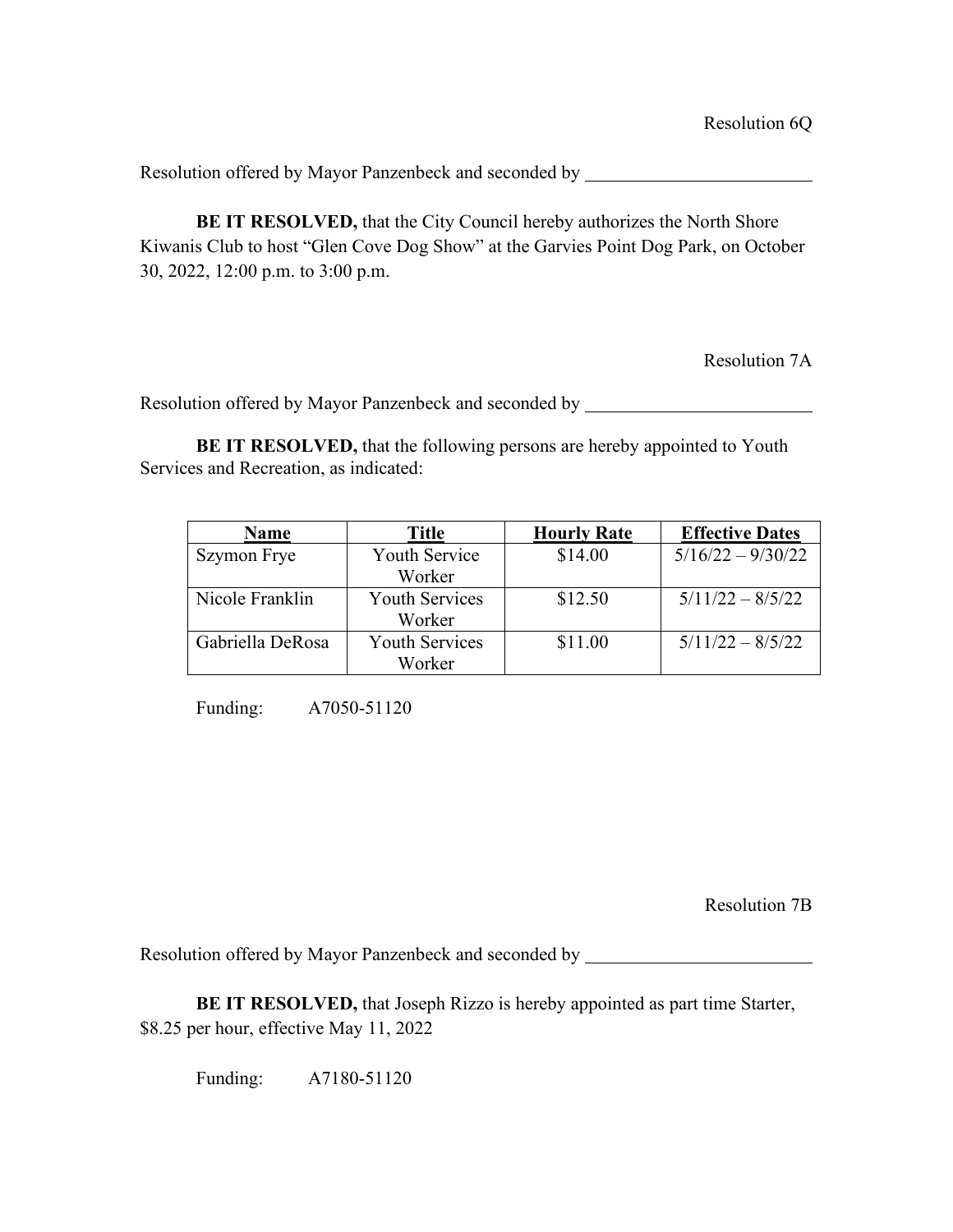Resolution 6Q

Resolution offered by Mayor Panzenbeck and seconded by ________________________

**BE IT RESOLVED,** that the City Council hereby authorizes the North Shore Kiwanis Club to host "Glen Cove Dog Show" at the Garvies Point Dog Park, on October 30, 2022, 12:00 p.m. to 3:00 p.m.

Resolution 7A

Resolution offered by Mayor Panzenbeck and seconded by ________________________

**BE IT RESOLVED,** that the following persons are hereby appointed to Youth Services and Recreation, as indicated:

| **Name** | **Title** | **Hourly Rate** | **Effective Dates** |
|---|---|---|---|
| Szymon Frye | Youth Service Worker | \$14.00 | 5/16/22 – 9/30/22 |
| Nicole Franklin | Youth Services Worker | \$12.50 | 5/11/22 – 8/5/22 |
| Gabriella DeRosa | Youth Services Worker | \$11.00 | 5/11/22 – 8/5/22 |

Funding: A7050-51120

Resolution 7B

Resolution offered by Mayor Panzenbeck and seconded by ________________________

**BE IT RESOLVED,** that Joseph Rizzo is hereby appointed as part time Starter, \$8.25 per hour, effective May 11, 2022

Funding: A7180-51120